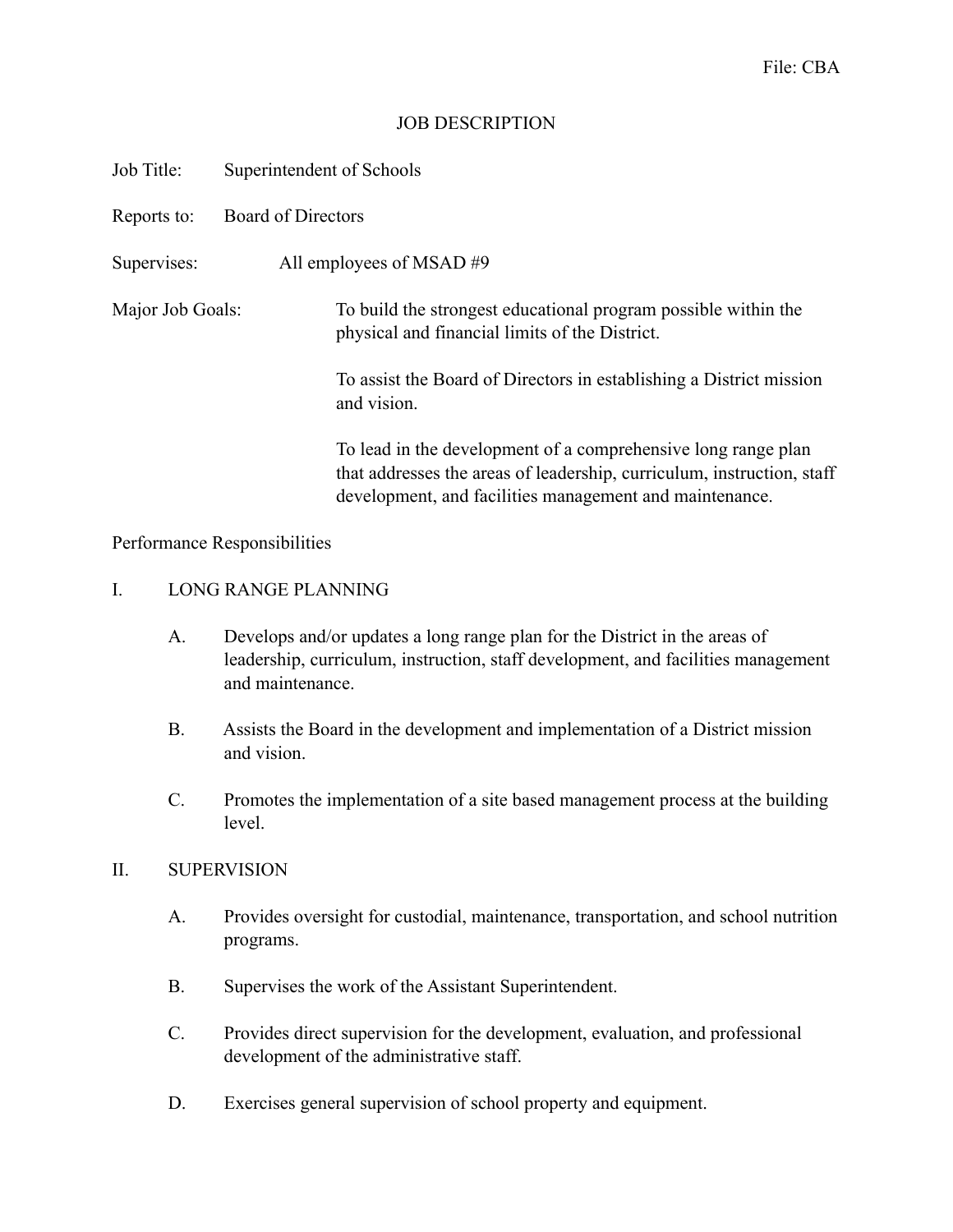File: CBA

# JOB DESCRIPTION

Job Title: Superintendent of Schools

Reports to: Board of Directors

Supervises: All employees of MSAD #9

Major Job Goals: To build the strongest educational program possible within the physical and financial limits of the District.

To assist the Board of Directors in establishing a District mission and vision.

To lead in the development of a comprehensive long range plan that addresses the areas of leadership, curriculum, instruction, staff development, and facilities management and maintenance.

Performance Responsibilities

## I. LONG RANGE PLANNING

A. Develops and/or updates a long range plan for the District in the areas of leadership, curriculum, instruction, staff development, and facilities management and maintenance.

B. Assists the Board in the development and implementation of a District mission and vision.

C. Promotes the implementation of a site based management process at the building level.

## II. SUPERVISION

A. Provides oversight for custodial, maintenance, transportation, and school nutrition programs.

B. Supervises the work of the Assistant Superintendent.

C. Provides direct supervision for the development, evaluation, and professional development of the administrative staff.

D. Exercises general supervision of school property and equipment.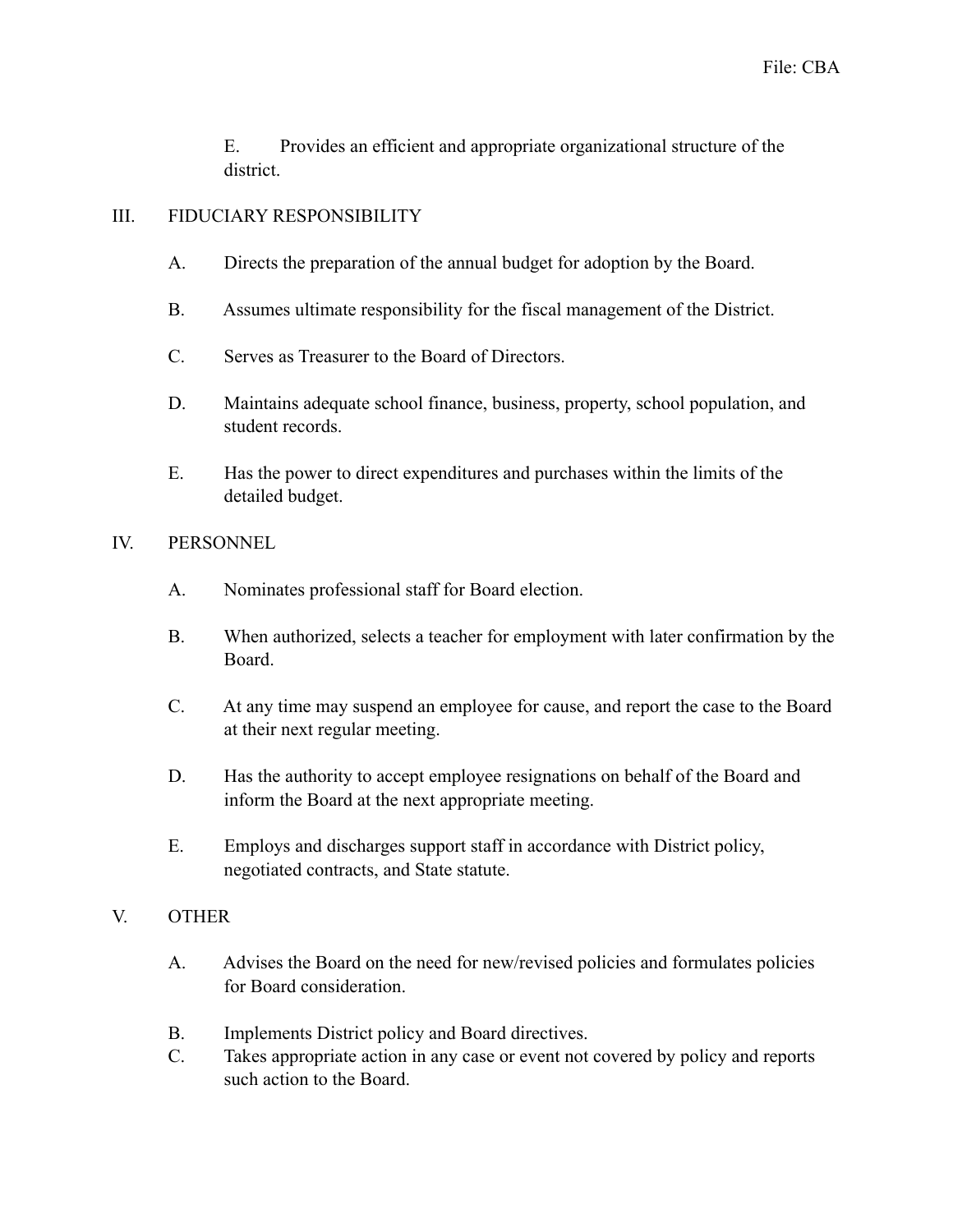E. Provides an efficient and appropriate organizational structure of the district.

## III. FIDUCIARY RESPONSIBILITY

A. Directs the preparation of the annual budget for adoption by the Board.

B. Assumes ultimate responsibility for the fiscal management of the District.

C. Serves as Treasurer to the Board of Directors.

D. Maintains adequate school finance, business, property, school population, and student records.

E. Has the power to direct expenditures and purchases within the limits of the detailed budget.

## IV. PERSONNEL

A. Nominates professional staff for Board election.

B. When authorized, selects a teacher for employment with later confirmation by the Board.

C. At any time may suspend an employee for cause, and report the case to the Board at their next regular meeting.

D. Has the authority to accept employee resignations on behalf of the Board and inform the Board at the next appropriate meeting.

E. Employs and discharges support staff in accordance with District policy, negotiated contracts, and State statute.

## V. OTHER

A. Advises the Board on the need for new/revised policies and formulates policies for Board consideration.

B. Implements District policy and Board directives.

C. Takes appropriate action in any case or event not covered by policy and reports such action to the Board.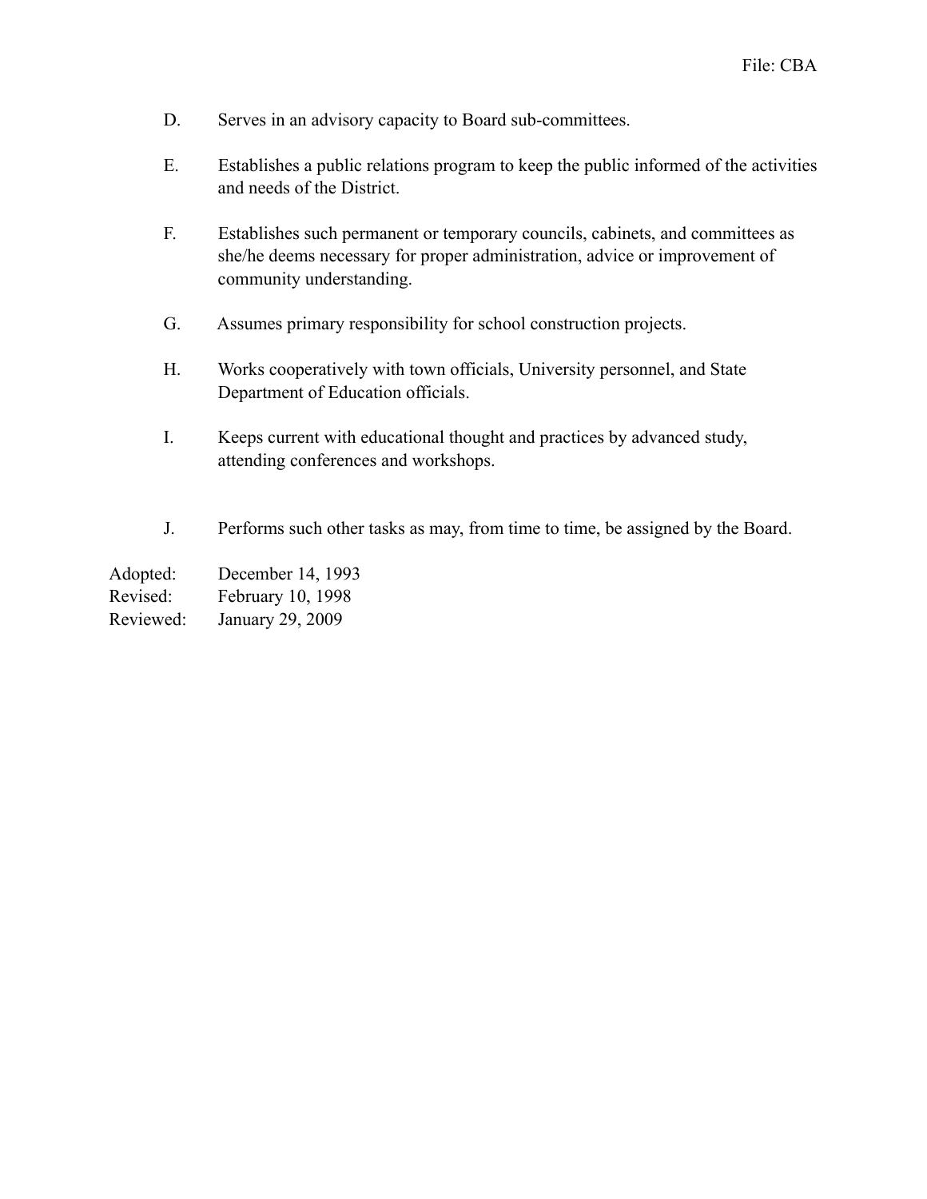D. Serves in an advisory capacity to Board sub-committees.

E. Establishes a public relations program to keep the public informed of the activities and needs of the District.

F. Establishes such permanent or temporary councils, cabinets, and committees as she/he deems necessary for proper administration, advice or improvement of community understanding.

G. Assumes primary responsibility for school construction projects.

H. Works cooperatively with town officials, University personnel, and State Department of Education officials.

I. Keeps current with educational thought and practices by advanced study, attending conferences and workshops.

J. Performs such other tasks as may, from time to time, be assigned by the Board.

Adopted: December 14, 1993
Revised: February 10, 1998
Reviewed: January 29, 2009